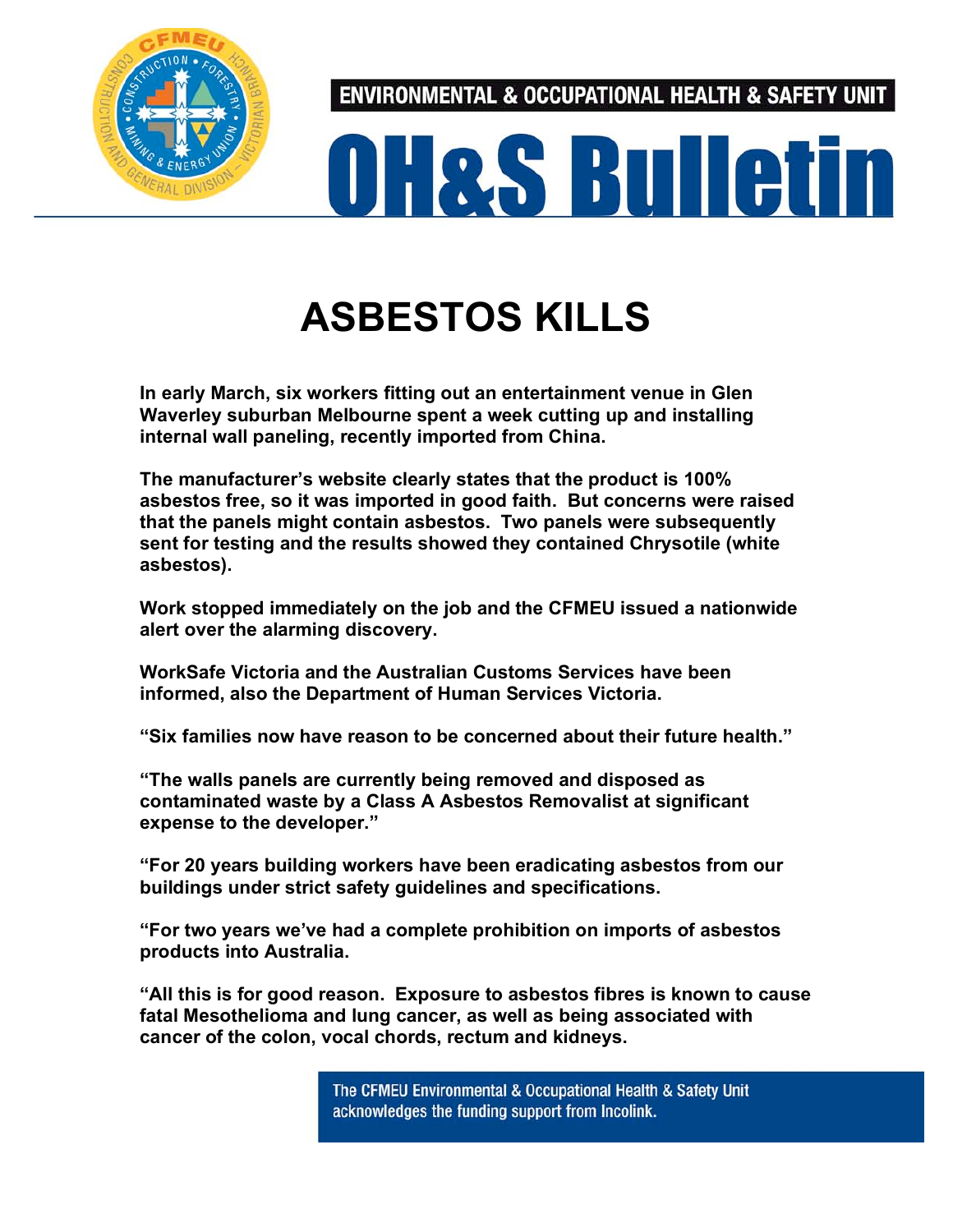ENVIRONMENTAL & OCCUPATIONAL HEALTH & SAFETY UNIT

# OH&S Bulletin

## ASBESTOS KILLS

**In early March, six workers fitting out an entertainment venue in Glen Waverley suburban Melbourne spent a week cutting up and installing internal wall paneling, recently imported from China.**

**The manufacturer's website clearly states that the product is 100% asbestos free, so it was imported in good faith. But concerns were raised that the panels might contain asbestos. Two panels were subsequently sent for testing and the results showed they contained Chrysotile (white asbestos).**

**Work stopped immediately on the job and the CFMEU issued a nationwide alert over the alarming discovery.**

**WorkSafe Victoria and the Australian Customs Services have been informed, also the Department of Human Services Victoria.**

**"Six families now have reason to be concerned about their future health."**

**"The walls panels are currently being removed and disposed as contaminated waste by a Class A Asbestos Removalist at significant expense to the developer."**

**"For 20 years building workers have been eradicating asbestos from our buildings under strict safety guidelines and specifications.**

**"For two years we've had a complete prohibition on imports of asbestos products into Australia.**

**"All this is for good reason. Exposure to asbestos fibres is known to cause fatal Mesothelioma and lung cancer, as well as being associated with cancer of the colon, vocal chords, rectum and kidneys.**

The CFMEU Environmental & Occupational Health & Safety Unit acknowledges the funding support from Incolink.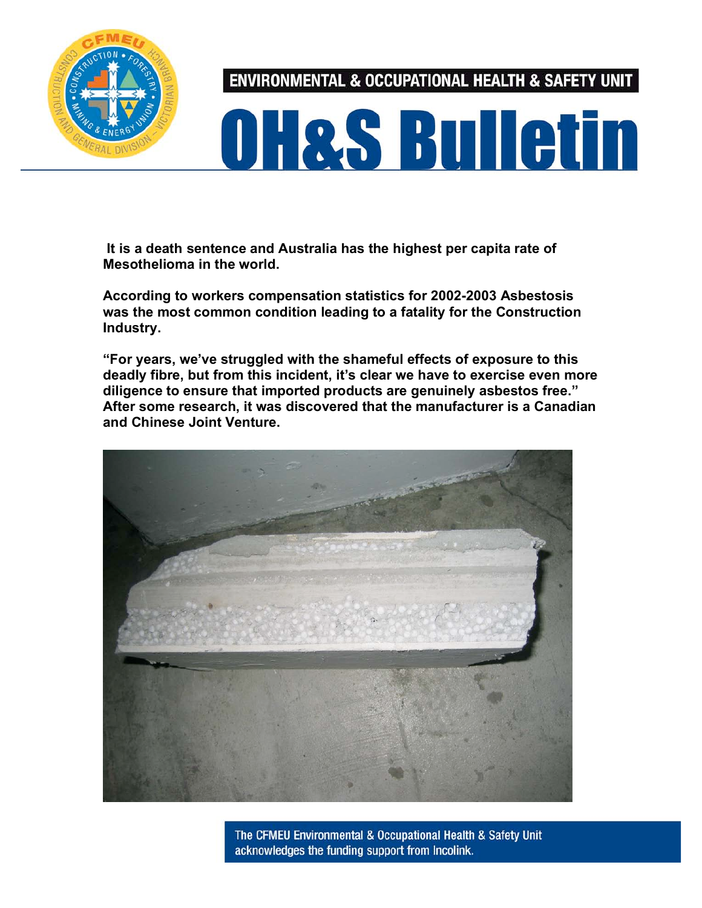It is a death sentence and Australia has the highest per capita rate of Mesothelioma in the world.**

**According to workers compensation statistics for 2002-2003 Asbestosis was the most common condition leading to a fatality for the Construction Industry.**

**"For years, we've struggled with the shameful effects of exposure to this deadly fibre, but from this incident, it's clear we have to exercise even more diligence to ensure that imported products are genuinely asbestos free." After some research, it was discovered that the manufacturer is a Canadian and Chinese Joint Venture.**

The CFMEU Environmental & Occupational Health & Safety Unit acknowledges the funding support from Incolink.